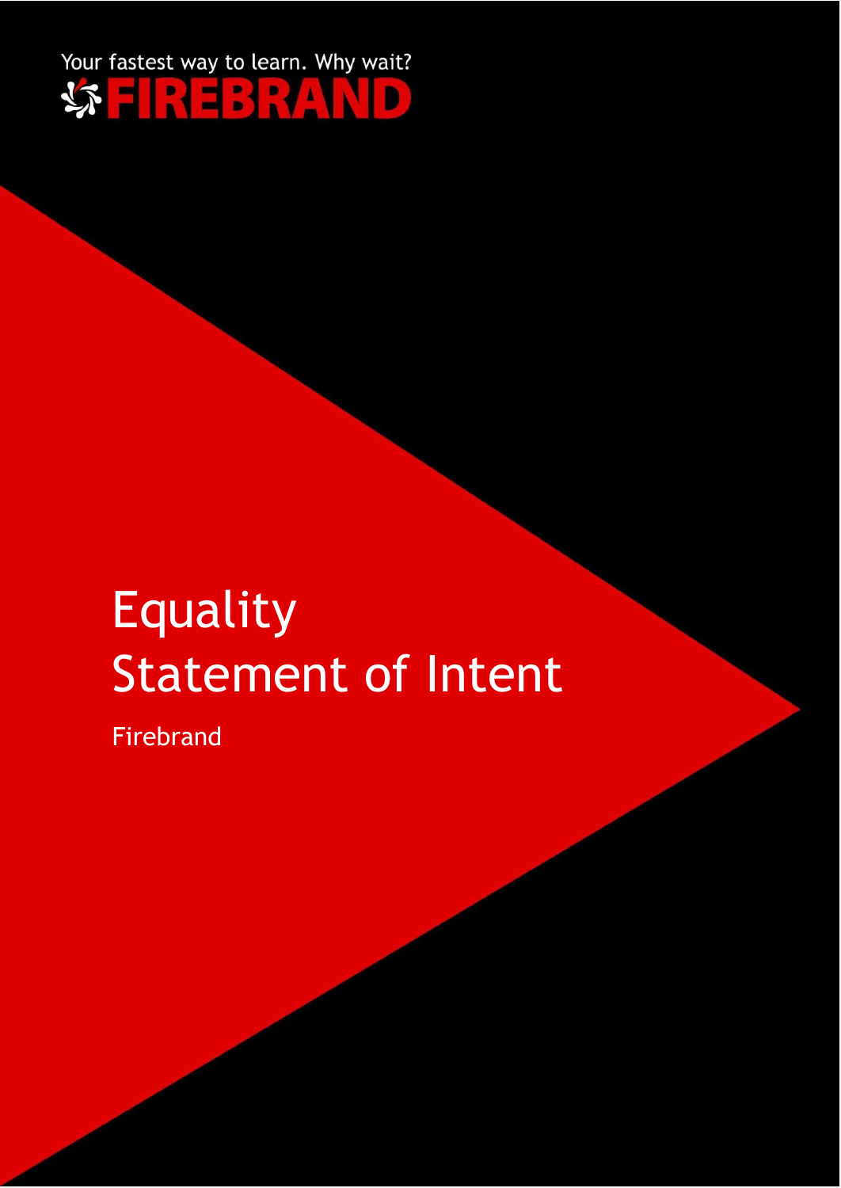Your fastest way to learn. Why wait?

FIREBRAND

# Equality Statement of Intent

Firebrand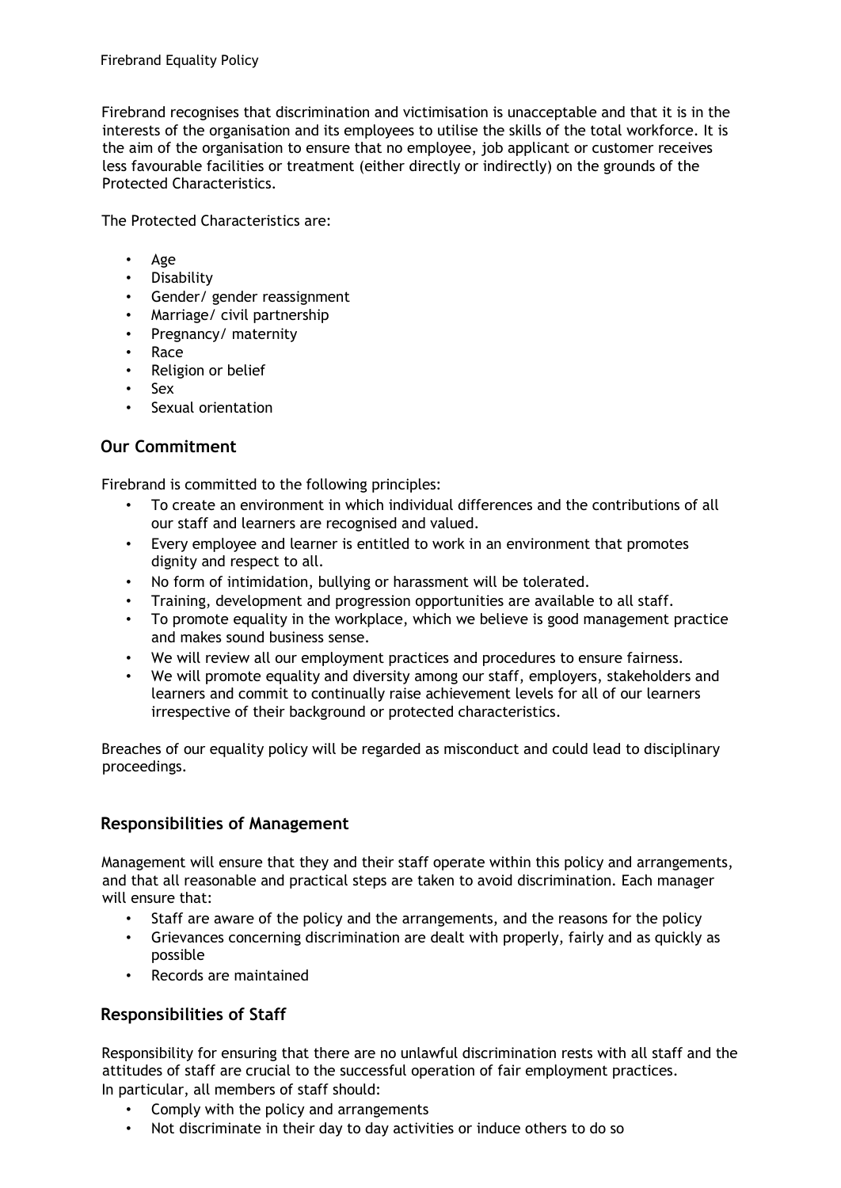Firebrand recognises that discrimination and victimisation is unacceptable and that it is in the interests of the organisation and its employees to utilise the skills of the total workforce. It is the aim of the organisation to ensure that no employee, job applicant or customer receives less favourable facilities or treatment (either directly or indirectly) on the grounds of the Protected Characteristics.

The Protected Characteristics are:

- Age
- Disability
- Gender/ gender reassignment
- Marriage/ civil partnership
- Pregnancy/ maternity
- Race
- Religion or belief
- Sex
- Sexual orientation

## Our Commitment

Firebrand is committed to the following principles:

- To create an environment in which individual differences and the contributions of all our staff and learners are recognised and valued.
- Every employee and learner is entitled to work in an environment that promotes dignity and respect to all.
- No form of intimidation, bullying or harassment will be tolerated.
- Training, development and progression opportunities are available to all staff.
- To promote equality in the workplace, which we believe is good management practice and makes sound business sense.
- We will review all our employment practices and procedures to ensure fairness.
- We will promote equality and diversity among our staff, employers, stakeholders and learners and commit to continually raise achievement levels for all of our learners irrespective of their background or protected characteristics.

Breaches of our equality policy will be regarded as misconduct and could lead to disciplinary proceedings.

## Responsibilities of Management

Management will ensure that they and their staff operate within this policy and arrangements, and that all reasonable and practical steps are taken to avoid discrimination. Each manager will ensure that:

- Staff are aware of the policy and the arrangements, and the reasons for the policy
- Grievances concerning discrimination are dealt with properly, fairly and as quickly as possible
- Records are maintained

## Responsibilities of Staff

Responsibility for ensuring that there are no unlawful discrimination rests with all staff and the attitudes of staff are crucial to the successful operation of fair employment practices.
In particular, all members of staff should:

- Comply with the policy and arrangements
- Not discriminate in their day to day activities or induce others to do so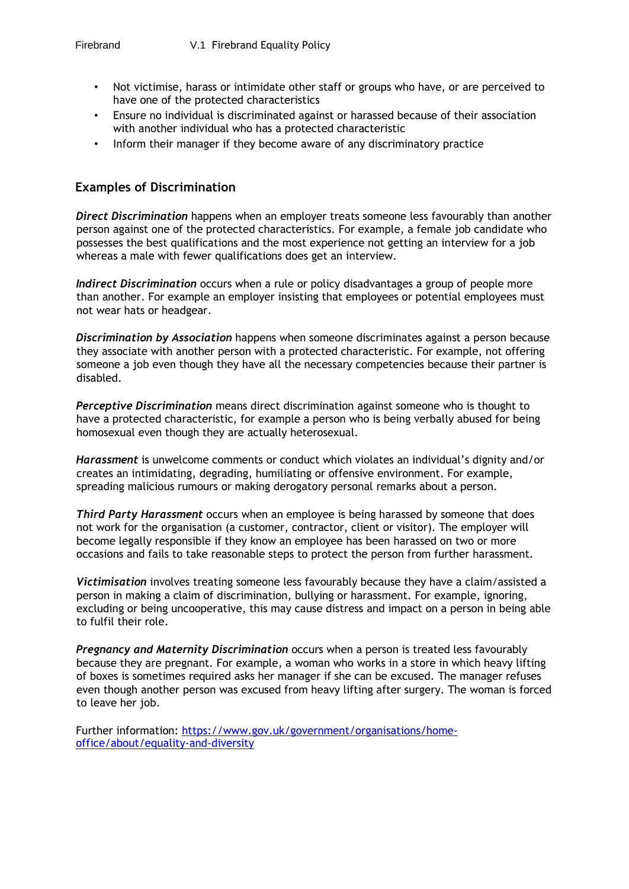- Not victimise, harass or intimidate other staff or groups who have, or are perceived to have one of the protected characteristics
- Ensure no individual is discriminated against or harassed because of their association with another individual who has a protected characteristic
- Inform their manager if they become aware of any discriminatory practice

## Examples of Discrimination

***Direct Discrimination*** happens when an employer treats someone less favourably than another person against one of the protected characteristics. For example, a female job candidate who possesses the best qualifications and the most experience not getting an interview for a job whereas a male with fewer qualifications does get an interview.

***Indirect Discrimination*** occurs when a rule or policy disadvantages a group of people more than another. For example an employer insisting that employees or potential employees must not wear hats or headgear.

***Discrimination by Association*** happens when someone discriminates against a person because they associate with another person with a protected characteristic. For example, not offering someone a job even though they have all the necessary competencies because their partner is disabled.

***Perceptive Discrimination*** means direct discrimination against someone who is thought to have a protected characteristic, for example a person who is being verbally abused for being homosexual even though they are actually heterosexual.

***Harassment*** is unwelcome comments or conduct which violates an individual's dignity and/or creates an intimidating, degrading, humiliating or offensive environment. For example, spreading malicious rumours or making derogatory personal remarks about a person.

***Third Party Harassment*** occurs when an employee is being harassed by someone that does not work for the organisation (a customer, contractor, client or visitor). The employer will become legally responsible if they know an employee has been harassed on two or more occasions and fails to take reasonable steps to protect the person from further harassment.

***Victimisation*** involves treating someone less favourably because they have a claim/assisted a person in making a claim of discrimination, bullying or harassment. For example, ignoring, excluding or being uncooperative, this may cause distress and impact on a person in being able to fulfil their role.

***Pregnancy and Maternity Discrimination*** occurs when a person is treated less favourably because they are pregnant. For example, a woman who works in a store in which heavy lifting of boxes is sometimes required asks her manager if she can be excused. The manager refuses even though another person was excused from heavy lifting after surgery. The woman is forced to leave her job.

Further information: [https://www.gov.uk/government/organisations/home-office/about/equality-and-diversity](https://www.gov.uk/government/organisations/home-office/about/equality-and-diversity)